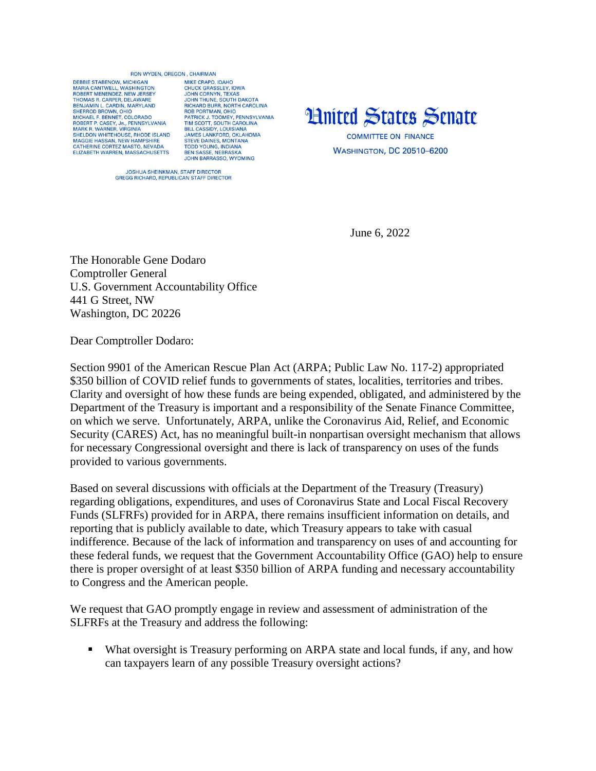RON WYDEN, OREGON, CHAIRMAN

| | |
|---|---|
| DEBBIE STABENOW, MICHIGAN | MIKE CRAPO, IDAHO |
| MARIA CANTWELL, WASHINGTON | CHUCK GRASSLEY, IOWA |
| ROBERT MENENDEZ, NEW JERSEY | JOHN CORNYN, TEXAS |
| THOMAS R. CARPER, DELAWARE | JOHN THUNE, SOUTH DAKOTA |
| BENJAMIN L. CARDIN, MARYLAND | RICHARD BURR, NORTH CAROLINA |
| SHERROD BROWN, OHIO | ROB PORTMAN, OHIO |
| MICHAEL F. BENNET, COLORADO | PATRICK J. TOOMEY, PENNSYLVANIA |
| ROBERT P. CASEY, JR., PENNSYLVANIA | TIM SCOTT, SOUTH CAROLINA |
| MARK R. WARNER, VIRGINIA | BILL CASSIDY, LOUISIANA |
| SHELDON WHITEHOUSE, RHODE ISLAND | JAMES LANKFORD, OKLAHOMA |
| MAGGIE HASSAN, NEW HAMPSHIRE | STEVE DAINES, MONTANA |
| CATHERINE CORTEZ MASTO, NEVADA | TODD YOUNG, INDIANA |
| ELIZABETH WARREN, MASSACHUSETTS | BEN SASSE, NEBRASKA |
| | JOHN BARRASSO, WYOMING |

JOSHUA SHEINKMAN, STAFF DIRECTOR
GREGG RICHARD, REPUBLICAN STAFF DIRECTOR

# United States Senate

COMMITTEE ON FINANCE
WASHINGTON, DC 20510–6200

June 6, 2022

The Honorable Gene Dodaro
Comptroller General
U.S. Government Accountability Office
441 G Street, NW
Washington, DC 20226

Dear Comptroller Dodaro:

Section 9901 of the American Rescue Plan Act (ARPA; Public Law No. 117-2) appropriated $350 billion of COVID relief funds to governments of states, localities, territories and tribes. Clarity and oversight of how these funds are being expended, obligated, and administered by the Department of the Treasury is important and a responsibility of the Senate Finance Committee, on which we serve. Unfortunately, ARPA, unlike the Coronavirus Aid, Relief, and Economic Security (CARES) Act, has no meaningful built-in nonpartisan oversight mechanism that allows for necessary Congressional oversight and there is lack of transparency on uses of the funds provided to various governments.

Based on several discussions with officials at the Department of the Treasury (Treasury) regarding obligations, expenditures, and uses of Coronavirus State and Local Fiscal Recovery Funds (SLFRFs) provided for in ARPA, there remains insufficient information on details, and reporting that is publicly available to date, which Treasury appears to take with casual indifference. Because of the lack of information and transparency on uses of and accounting for these federal funds, we request that the Government Accountability Office (GAO) help to ensure there is proper oversight of at least $350 billion of ARPA funding and necessary accountability to Congress and the American people.

We request that GAO promptly engage in review and assessment of administration of the SLFRFs at the Treasury and address the following:

- What oversight is Treasury performing on ARPA state and local funds, if any, and how can taxpayers learn of any possible Treasury oversight actions?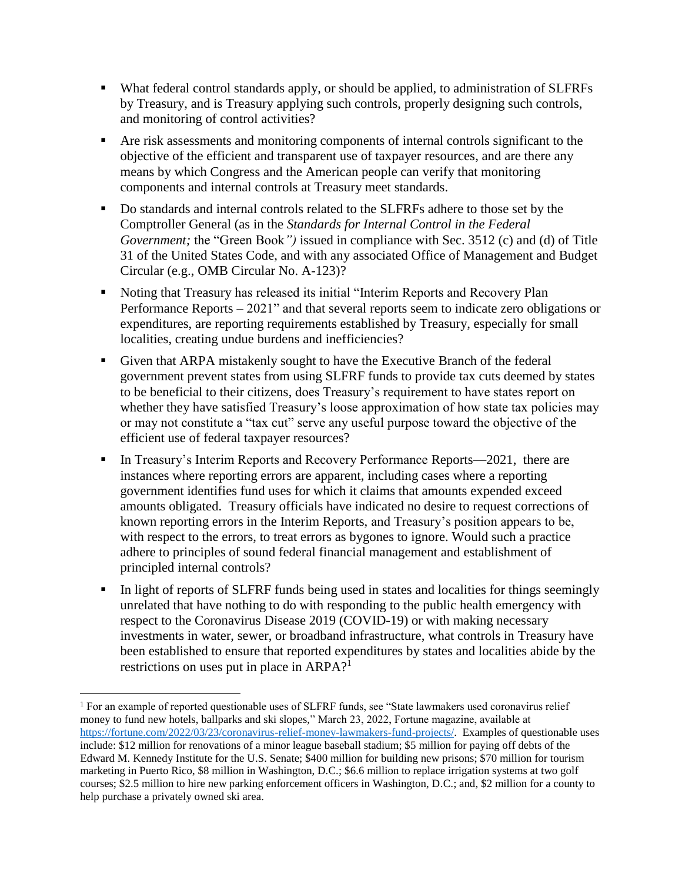- What federal control standards apply, or should be applied, to administration of SLFRFs by Treasury, and is Treasury applying such controls, properly designing such controls, and monitoring of control activities?
- Are risk assessments and monitoring components of internal controls significant to the objective of the efficient and transparent use of taxpayer resources, and are there any means by which Congress and the American people can verify that monitoring components and internal controls at Treasury meet standards.
- Do standards and internal controls related to the SLFRFs adhere to those set by the Comptroller General (as in the *Standards for Internal Control in the Federal Government;* the "Green Book*")* issued in compliance with Sec. 3512 (c) and (d) of Title 31 of the United States Code, and with any associated Office of Management and Budget Circular (e.g., OMB Circular No. A-123)?
- Noting that Treasury has released its initial "Interim Reports and Recovery Plan Performance Reports – 2021" and that several reports seem to indicate zero obligations or expenditures, are reporting requirements established by Treasury, especially for small localities, creating undue burdens and inefficiencies?
- Given that ARPA mistakenly sought to have the Executive Branch of the federal government prevent states from using SLFRF funds to provide tax cuts deemed by states to be beneficial to their citizens, does Treasury's requirement to have states report on whether they have satisfied Treasury's loose approximation of how state tax policies may or may not constitute a "tax cut" serve any useful purpose toward the objective of the efficient use of federal taxpayer resources?
- In Treasury's Interim Reports and Recovery Performance Reports—2021, there are instances where reporting errors are apparent, including cases where a reporting government identifies fund uses for which it claims that amounts expended exceed amounts obligated. Treasury officials have indicated no desire to request corrections of known reporting errors in the Interim Reports, and Treasury's position appears to be, with respect to the errors, to treat errors as bygones to ignore. Would such a practice adhere to principles of sound federal financial management and establishment of principled internal controls?
- In light of reports of SLFRF funds being used in states and localities for things seemingly unrelated that have nothing to do with responding to the public health emergency with respect to the Coronavirus Disease 2019 (COVID-19) or with making necessary investments in water, sewer, or broadband infrastructure, what controls in Treasury have been established to ensure that reported expenditures by states and localities abide by the restrictions on uses put in place in ARPA?[1]

[1] For an example of reported questionable uses of SLFRF funds, see "State lawmakers used coronavirus relief money to fund new hotels, ballparks and ski slopes," March 23, 2022, Fortune magazine, available at https://fortune.com/2022/03/23/coronavirus-relief-money-lawmakers-fund-projects/. Examples of questionable uses include: $12 million for renovations of a minor league baseball stadium; $5 million for paying off debts of the Edward M. Kennedy Institute for the U.S. Senate; $400 million for building new prisons; $70 million for tourism marketing in Puerto Rico, $8 million in Washington, D.C.; $6.6 million to replace irrigation systems at two golf courses; $2.5 million to hire new parking enforcement officers in Washington, D.C.; and, $2 million for a county to help purchase a privately owned ski area.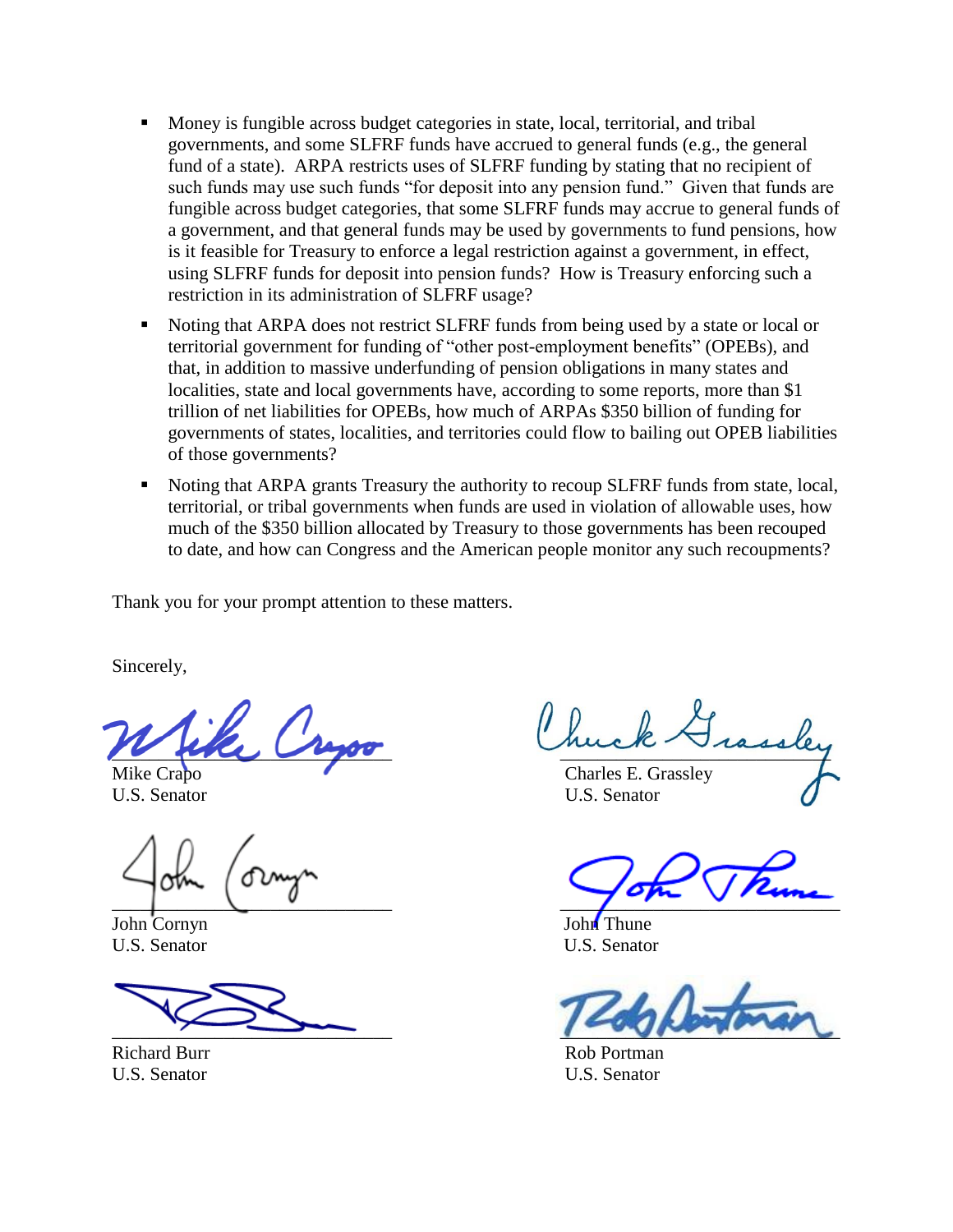- Money is fungible across budget categories in state, local, territorial, and tribal governments, and some SLFRF funds have accrued to general funds (e.g., the general fund of a state). ARPA restricts uses of SLFRF funding by stating that no recipient of such funds may use such funds "for deposit into any pension fund." Given that funds are fungible across budget categories, that some SLFRF funds may accrue to general funds of a government, and that general funds may be used by governments to fund pensions, how is it feasible for Treasury to enforce a legal restriction against a government, in effect, using SLFRF funds for deposit into pension funds? How is Treasury enforcing such a restriction in its administration of SLFRF usage?
- Noting that ARPA does not restrict SLFRF funds from being used by a state or local or territorial government for funding of "other post-employment benefits" (OPEBs), and that, in addition to massive underfunding of pension obligations in many states and localities, state and local governments have, according to some reports, more than $1 trillion of net liabilities for OPEBs, how much of ARPAs $350 billion of funding for governments of states, localities, and territories could flow to bailing out OPEB liabilities of those governments?
- Noting that ARPA grants Treasury the authority to recoup SLFRF funds from state, local, territorial, or tribal governments when funds are used in violation of allowable uses, how much of the $350 billion allocated by Treasury to those governments has been recouped to date, and how can Congress and the American people monitor any such recoupments?

Thank you for your prompt attention to these matters.

Sincerely,

Mike Crapo
U.S. Senator

Charles E. Grassley
U.S. Senator

John Cornyn
U.S. Senator

John Thune
U.S. Senator

Richard Burr
U.S. Senator

Rob Portman
U.S. Senator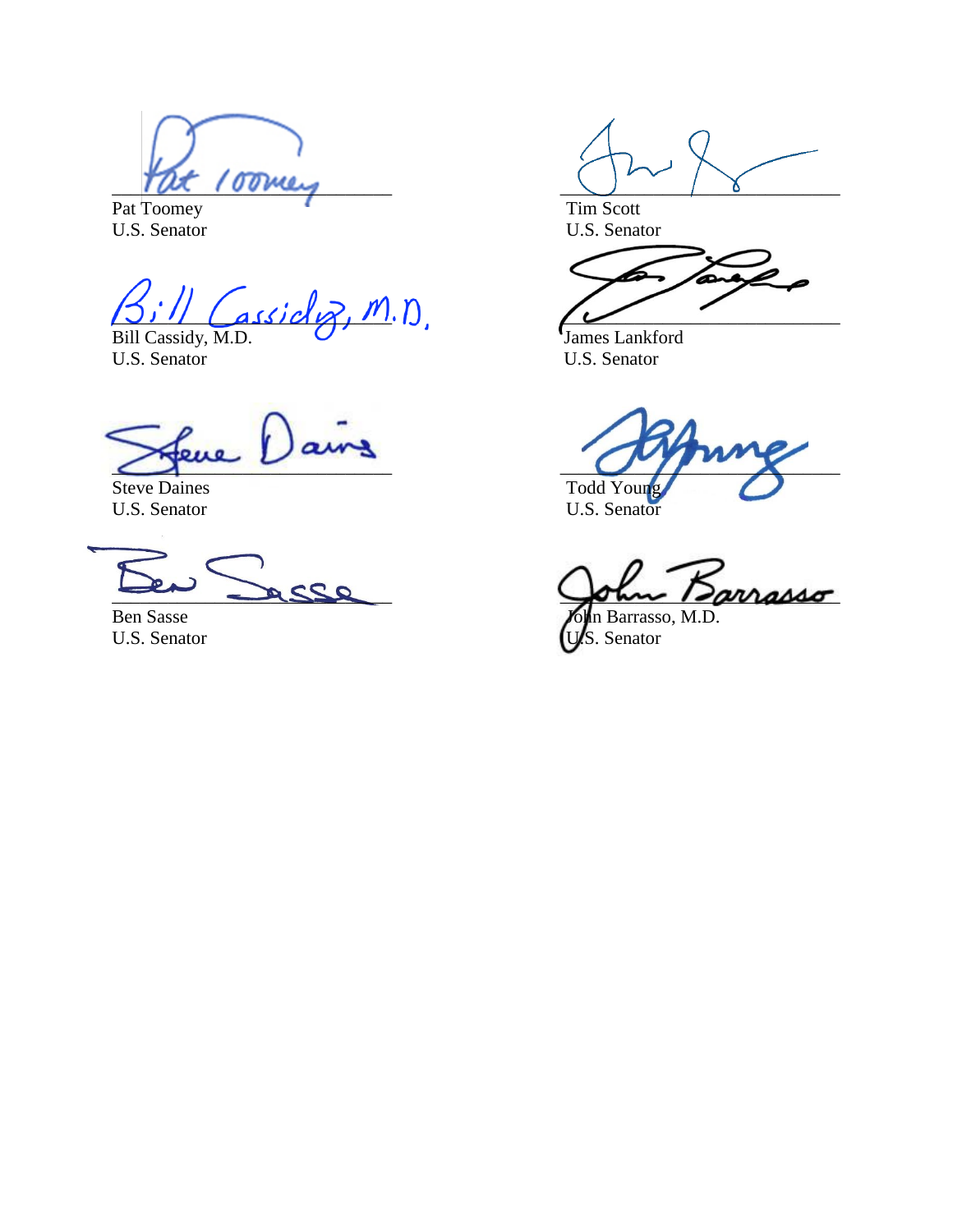Pat Toomey
U.S. Senator

Tim Scott
U.S. Senator

Bill Cassidy, M.D.
U.S. Senator

James Lankford
U.S. Senator

Steve Daines
U.S. Senator

Todd Young
U.S. Senator

Ben Sasse
U.S. Senator

John Barrasso, M.D.
U.S. Senator